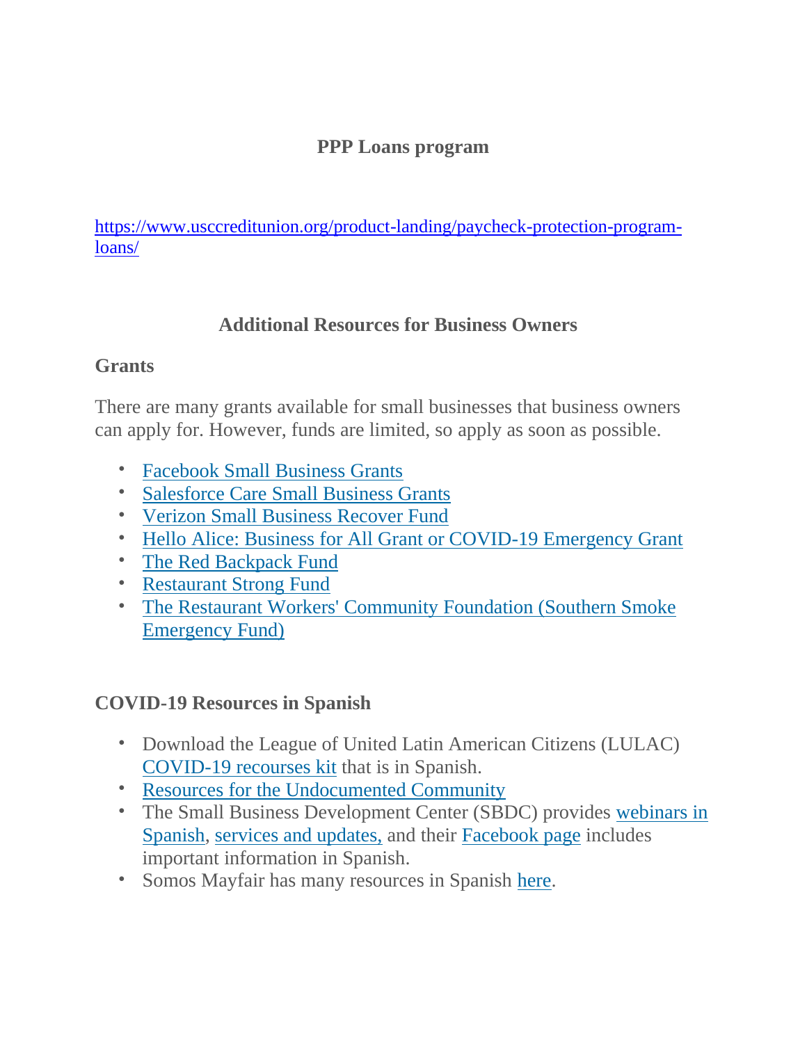# PPP Loans program

https://www.usccreditunion.org/product-landing/paycheck-protection-program-loans/

## Additional Resources for Business Owners

### Grants

There are many grants available for small businesses that business owners can apply for. However, funds are limited, so apply as soon as possible.

- Facebook Small Business Grants
- Salesforce Care Small Business Grants
- Verizon Small Business Recover Fund
- Hello Alice: Business for All Grant or COVID-19 Emergency Grant
- The Red Backpack Fund
- Restaurant Strong Fund
- The Restaurant Workers' Community Foundation (Southern Smoke Emergency Fund)

### COVID-19 Resources in Spanish

- Download the League of United Latin American Citizens (LULAC) COVID-19 recourses kit that is in Spanish.
- Resources for the Undocumented Community
- The Small Business Development Center (SBDC) provides webinars in Spanish, services and updates, and their Facebook page includes important information in Spanish.
- Somos Mayfair has many resources in Spanish here.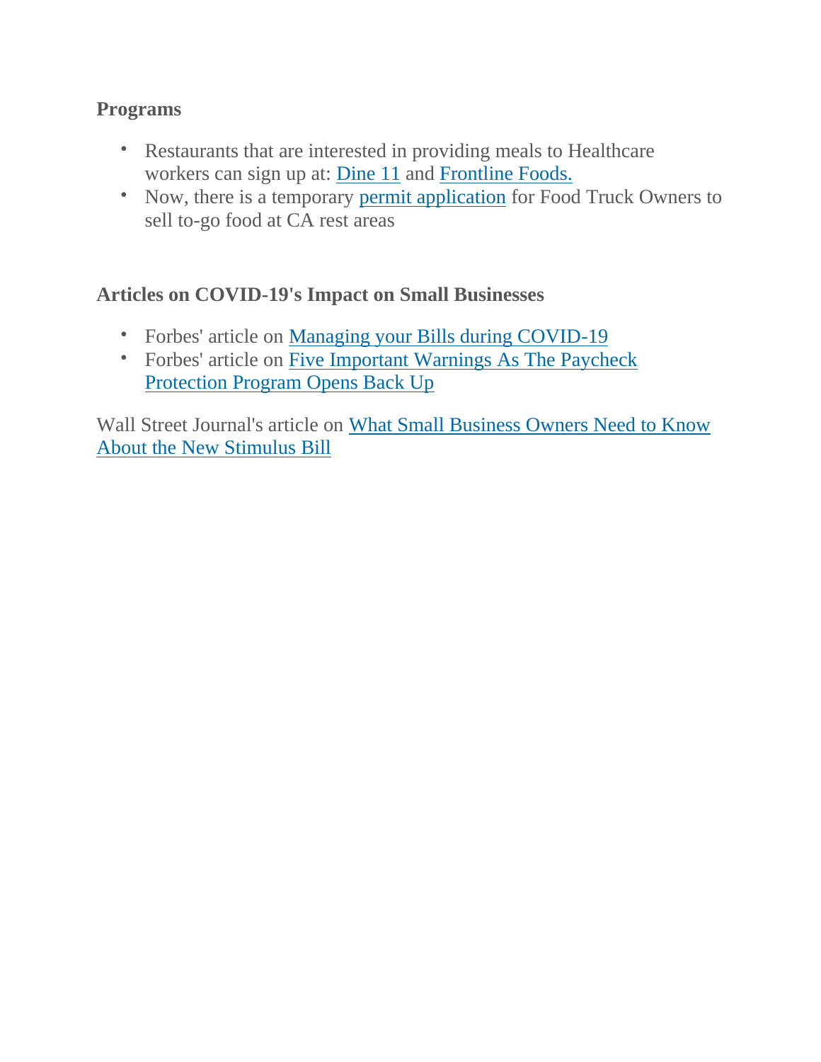## Programs

- Restaurants that are interested in providing meals to Healthcare workers can sign up at: Dine 11 and Frontline Foods.
- Now, there is a temporary permit application for Food Truck Owners to sell to-go food at CA rest areas

## Articles on COVID-19's Impact on Small Businesses

- Forbes' article on Managing your Bills during COVID-19
- Forbes' article on Five Important Warnings As The Paycheck Protection Program Opens Back Up

Wall Street Journal's article on What Small Business Owners Need to Know About the New Stimulus Bill